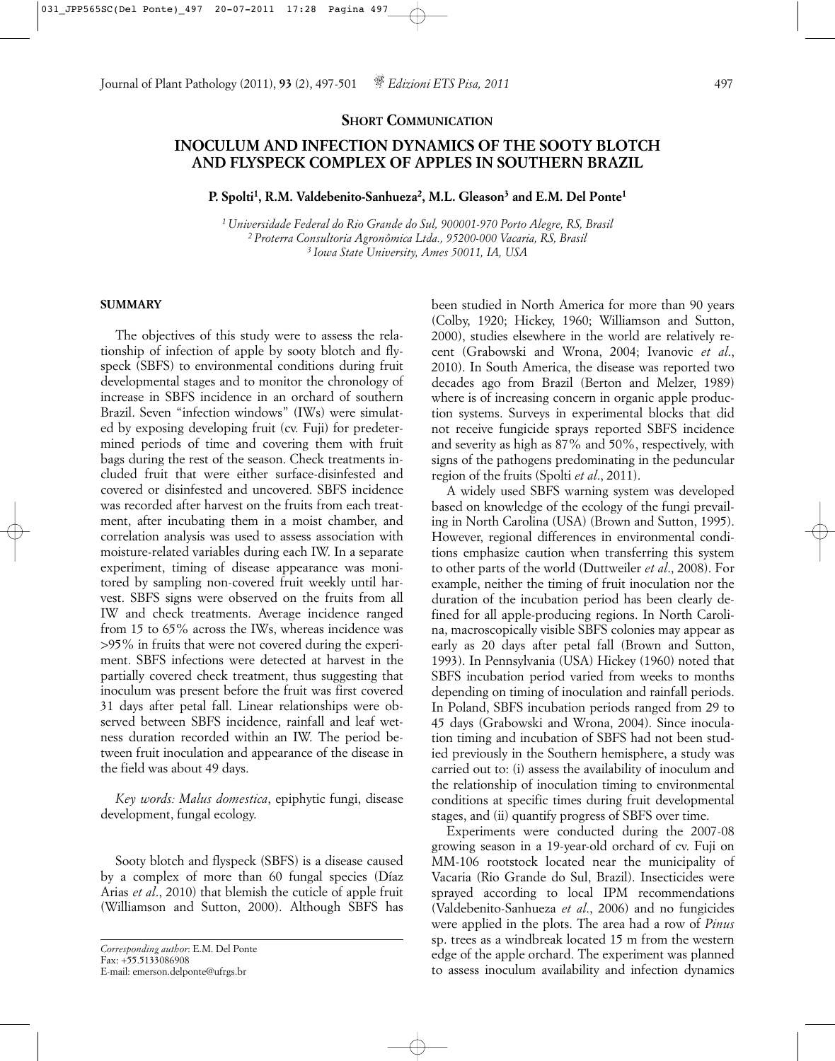**SHORT COMMUNICATION**

# INOCULUM AND INFECTION DYNAMICS OF THE SOOTY BLOTCH AND FLYSPECK COMPLEX OF APPLES IN SOUTHERN BRAZIL

**P. Spolti[1], R.M. Valdebenito-Sanhueza[2], M.L. Gleason[3] and E.M. Del Ponte[1]**

*[1] Universidade Federal do Rio Grande do Sul, 900001-970 Porto Alegre, RS, Brasil*
*[2] Proterra Consultoria Agronômica Ltda., 95200-000 Vacaria, RS, Brasil*
*[3] Iowa State University, Ames 50011, IA, USA*

## SUMMARY

The objectives of this study were to assess the relationship of infection of apple by sooty blotch and flyspeck (SBFS) to environmental conditions during fruit developmental stages and to monitor the chronology of increase in SBFS incidence in an orchard of southern Brazil. Seven "infection windows" (IWs) were simulated by exposing developing fruit (cv. Fuji) for predetermined periods of time and covering them with fruit bags during the rest of the season. Check treatments included fruit that were either surface-disinfested and covered or disinfested and uncovered. SBFS incidence was recorded after harvest on the fruits from each treatment, after incubating them in a moist chamber, and correlation analysis was used to assess association with moisture-related variables during each IW. In a separate experiment, timing of disease appearance was monitored by sampling non-covered fruit weekly until harvest. SBFS signs were observed on the fruits from all IW and check treatments. Average incidence ranged from 15 to 65% across the IWs, whereas incidence was >95% in fruits that were not covered during the experiment. SBFS infections were detected at harvest in the partially covered check treatment, thus suggesting that inoculum was present before the fruit was first covered 31 days after petal fall. Linear relationships were observed between SBFS incidence, rainfall and leaf wetness duration recorded within an IW. The period between fruit inoculation and appearance of the disease in the field was about 49 days.

*Key words: Malus domestica*, epiphytic fungi, disease development, fungal ecology.

Sooty blotch and flyspeck (SBFS) is a disease caused by a complex of more than 60 fungal species (Díaz Arias *et al*., 2010) that blemish the cuticle of apple fruit (Williamson and Sutton, 2000). Although SBFS has been studied in North America for more than 90 years (Colby, 1920; Hickey, 1960; Williamson and Sutton, 2000), studies elsewhere in the world are relatively recent (Grabowski and Wrona, 2004; Ivanovic *et al*., 2010). In South America, the disease was reported two decades ago from Brazil (Berton and Melzer, 1989) where is of increasing concern in organic apple production systems. Surveys in experimental blocks that did not receive fungicide sprays reported SBFS incidence and severity as high as 87% and 50%, respectively, with signs of the pathogens predominating in the peduncular region of the fruits (Spolti *et al*., 2011).

A widely used SBFS warning system was developed based on knowledge of the ecology of the fungi prevailing in North Carolina (USA) (Brown and Sutton, 1995). However, regional differences in environmental conditions emphasize caution when transferring this system to other parts of the world (Duttweiler *et al*., 2008). For example, neither the timing of fruit inoculation nor the duration of the incubation period has been clearly defined for all apple-producing regions. In North Carolina, macroscopically visible SBFS colonies may appear as early as 20 days after petal fall (Brown and Sutton, 1993). In Pennsylvania (USA) Hickey (1960) noted that SBFS incubation period varied from weeks to months depending on timing of inoculation and rainfall periods. In Poland, SBFS incubation periods ranged from 29 to 45 days (Grabowski and Wrona, 2004). Since inoculation timing and incubation of SBFS had not been studied previously in the Southern hemisphere, a study was carried out to: (i) assess the availability of inoculum and the relationship of inoculation timing to environmental conditions at specific times during fruit developmental stages, and (ii) quantify progress of SBFS over time.

Experiments were conducted during the 2007-08 growing season in a 19-year-old orchard of cv. Fuji on MM-106 rootstock located near the municipality of Vacaria (Rio Grande do Sul, Brazil). Insecticides were sprayed according to local IPM recommendations (Valdebenito-Sanhueza *et al*., 2006) and no fungicides were applied in the plots. The area had a row of *Pinus* sp. trees as a windbreak located 15 m from the western edge of the apple orchard. The experiment was planned to assess inoculum availability and infection dynamics

*Corresponding author*: E.M. Del Ponte
Fax: +55.5133086908
E-mail: emerson.delponte@ufrgs.br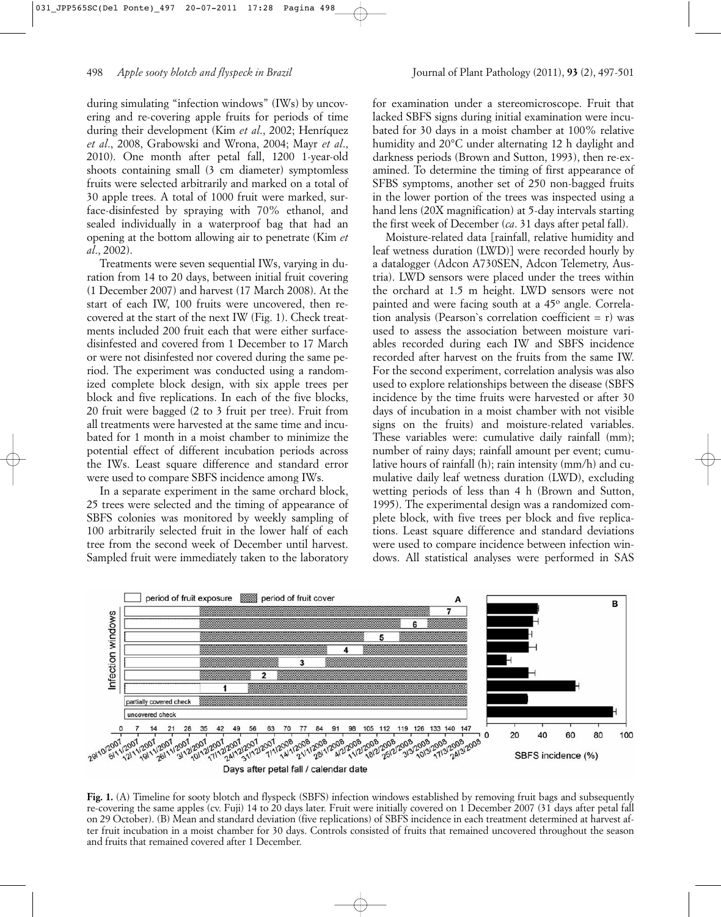during simulating "infection windows" (IWs) by uncovering and re-covering apple fruits for periods of time during their development (Kim *et al*., 2002; Henríquez *et al*., 2008, Grabowski and Wrona, 2004; Mayr *et al*., 2010). One month after petal fall, 1200 1-year-old shoots containing small (3 cm diameter) symptomless fruits were selected arbitrarily and marked on a total of 30 apple trees. A total of 1000 fruit were marked, surface-disinfested by spraying with 70% ethanol, and sealed individually in a waterproof bag that had an opening at the bottom allowing air to penetrate (Kim *et al*., 2002).

Treatments were seven sequential IWs, varying in duration from 14 to 20 days, between initial fruit covering (1 December 2007) and harvest (17 March 2008). At the start of each IW, 100 fruits were uncovered, then re-covered at the start of the next IW (Fig. 1). Check treatments included 200 fruit each that were either surface-disinfested and covered from 1 December to 17 March or were not disinfested nor covered during the same period. The experiment was conducted using a randomized complete block design, with six apple trees per block and five replications. In each of the five blocks, 20 fruit were bagged (2 to 3 fruit per tree). Fruit from all treatments were harvested at the same time and incubated for 1 month in a moist chamber to minimize the potential effect of different incubation periods across the IWs. Least square difference and standard error were used to compare SBFS incidence among IWs.

In a separate experiment in the same orchard block, 25 trees were selected and the timing of appearance of SBFS colonies was monitored by weekly sampling of 100 arbitrarily selected fruit in the lower half of each tree from the second week of December until harvest. Sampled fruit were immediately taken to the laboratory for examination under a stereomicroscope. Fruit that lacked SBFS signs during initial examination were incubated for 30 days in a moist chamber at 100% relative humidity and 20°C under alternating 12 h daylight and darkness periods (Brown and Sutton, 1993), then re-examined. To determine the timing of first appearance of SFBS symptoms, another set of 250 non-bagged fruits in the lower portion of the trees was inspected using a hand lens (20X magnification) at 5-day intervals starting the first week of December (*ca*. 31 days after petal fall).

Moisture-related data [rainfall, relative humidity and leaf wetness duration (LWD)] were recorded hourly by a datalogger (Adcon A730SEN, Adcon Telemetry, Austria). LWD sensors were placed under the trees within the orchard at 1.5 m height. LWD sensors were not painted and were facing south at a 45° angle. Correlation analysis (Pearson`s correlation coefficient = r) was used to assess the association between moisture variables recorded during each IW and SBFS incidence recorded after harvest on the fruits from the same IW. For the second experiment, correlation analysis was also used to explore relationships between the disease (SBFS incidence by the time fruits were harvested or after 30 days of incubation in a moist chamber with not visible signs on the fruits) and moisture-related variables. These variables were: cumulative daily rainfall (mm); number of rainy days; rainfall amount per event; cumulative hours of rainfall (h); rain intensity (mm/h) and cumulative daily leaf wetness duration (LWD), excluding wetting periods of less than 4 h (Brown and Sutton, 1995). The experimental design was a randomized complete block, with five trees per block and five replications. Least square difference and standard deviations were used to compare incidence between infection windows. All statistical analyses were performed in SAS

**Fig. 1.** (A) Timeline for sooty blotch and flyspeck (SBFS) infection windows established by removing fruit bags and subsequently re-covering the same apples (cv. Fuji) 14 to 20 days later. Fruit were initially covered on 1 December 2007 (31 days after petal fall on 29 October). (B) Mean and standard deviation (five replications) of SBFS incidence in each treatment determined at harvest after fruit incubation in a moist chamber for 30 days. Controls consisted of fruits that remained uncovered throughout the season and fruits that remained covered after 1 December.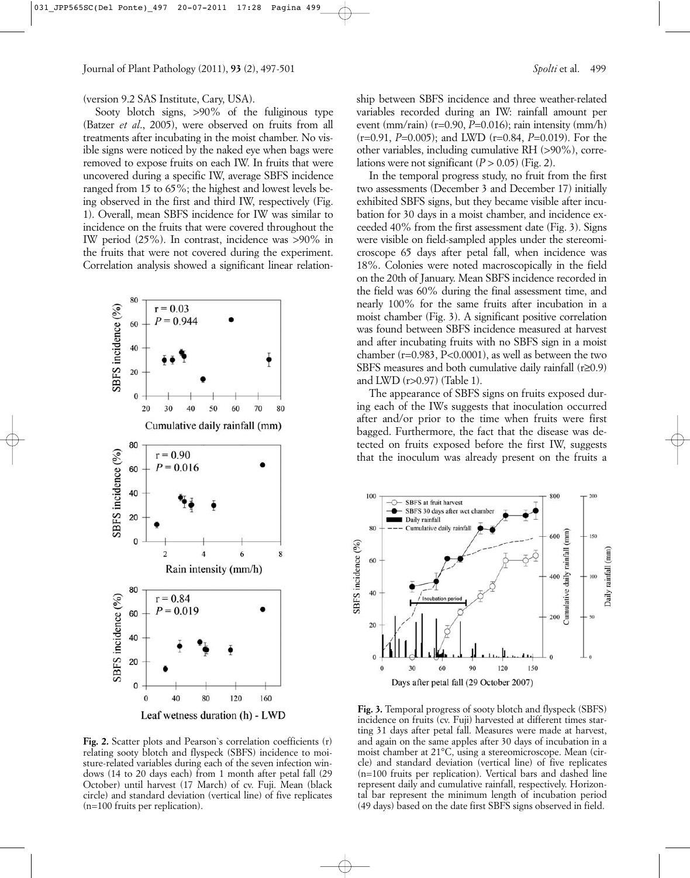(version 9.2 SAS Institute, Cary, USA).

Sooty blotch signs, >90% of the fuliginous type (Batzer *et al*., 2005), were observed on fruits from all treatments after incubating in the moist chamber. No visible signs were noticed by the naked eye when bags were removed to expose fruits on each IW. In fruits that were uncovered during a specific IW, average SBFS incidence ranged from 15 to 65%; the highest and lowest levels being observed in the first and third IW, respectively (Fig. 1). Overall, mean SBFS incidence for IW was similar to incidence on the fruits that were covered throughout the IW period (25%). In contrast, incidence was >90% in the fruits that were not covered during the experiment. Correlation analysis showed a significant linear relationship between SBFS incidence and three weather-related variables recorded during an IW: rainfall amount per event (mm/rain) (r=0.90, *P*=0.016); rain intensity (mm/h) (r=0.91, *P*=0.005); and LWD (r=0.84, *P*=0.019). For the other variables, including cumulative RH (>90%), correlations were not significant (*P* > 0.05) (Fig. 2).

In the temporal progress study, no fruit from the first two assessments (December 3 and December 17) initially exhibited SBFS signs, but they became visible after incubation for 30 days in a moist chamber, and incidence exceeded 40% from the first assessment date (Fig. 3). Signs were visible on field-sampled apples under the stereomicroscope 65 days after petal fall, when incidence was 18%. Colonies were noted macroscopically in the field on the 20th of January. Mean SBFS incidence recorded in the field was 60% during the final assessment time, and nearly 100% for the same fruits after incubation in a moist chamber (Fig. 3). A significant positive correlation was found between SBFS incidence measured at harvest and after incubating fruits with no SBFS sign in a moist chamber (r=0.983, P<0.0001), as well as between the two SBFS measures and both cumulative daily rainfall (r≥0.9) and LWD (r>0.97) (Table 1).

The appearance of SBFS signs on fruits exposed during each of the IWs suggests that inoculation occurred after and/or prior to the time when fruits were first bagged. Furthermore, the fact that the disease was detected on fruits exposed before the first IW, suggests that the inoculum was already present on the fruits a

**Fig. 2.** Scatter plots and Pearson`s correlation coefficients (r) relating sooty blotch and flyspeck (SBFS) incidence to moisture-related variables during each of the seven infection windows (14 to 20 days each) from 1 month after petal fall (29 October) until harvest (17 March) of cv. Fuji. Mean (black circle) and standard deviation (vertical line) of five replicates (n=100 fruits per replication).

**Fig. 3.** Temporal progress of sooty blotch and flyspeck (SBFS) incidence on fruits (cv. Fuji) harvested at different times starting 31 days after petal fall. Measures were made at harvest, and again on the same apples after 30 days of incubation in a moist chamber at 21°C, using a stereomicroscope. Mean (circle) and standard deviation (vertical line) of five replicates (n=100 fruits per replication). Vertical bars and dashed line represent daily and cumulative rainfall, respectively. Horizontal bar represent the minimum length of incubation period (49 days) based on the date first SBFS signs observed in field.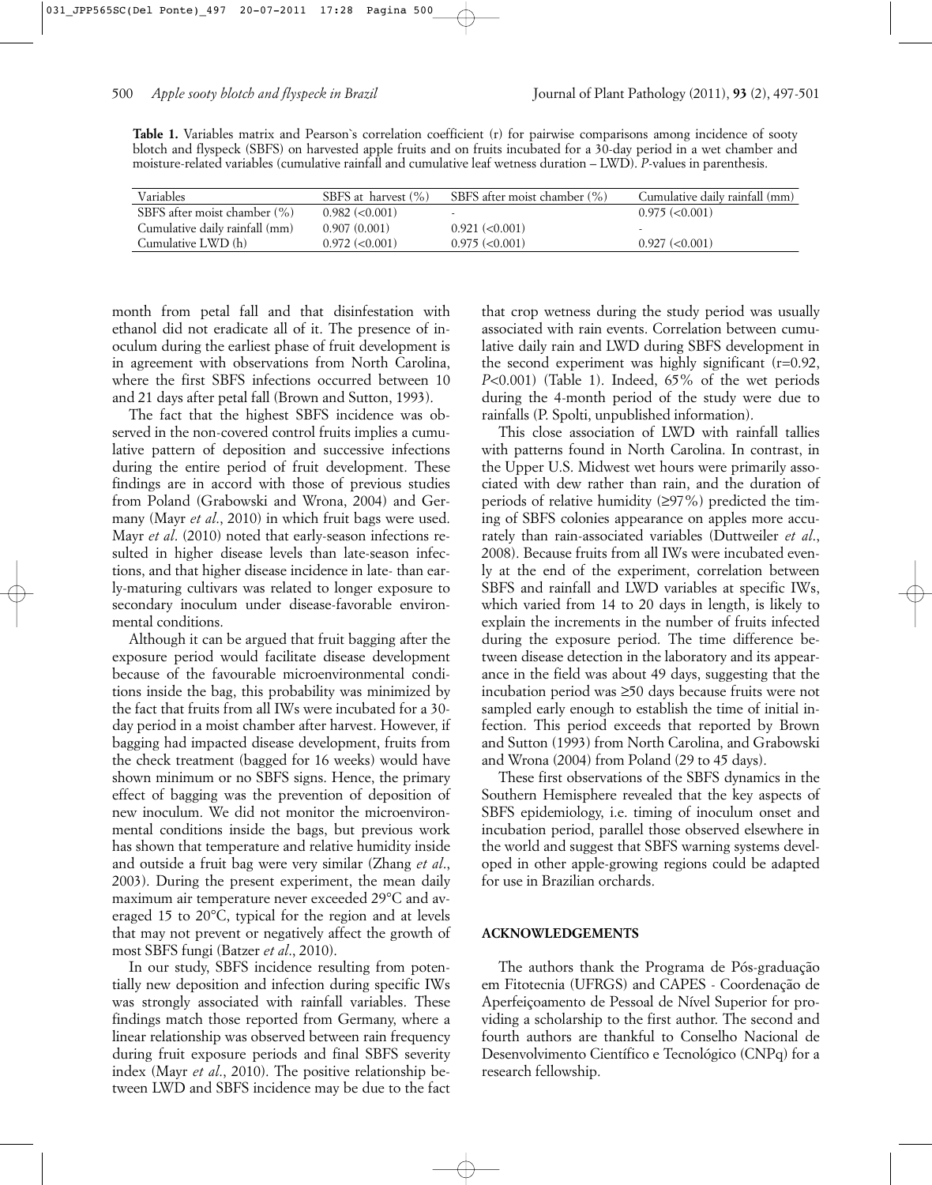**Table 1.** Variables matrix and Pearson`s correlation coefficient (r) for pairwise comparisons among incidence of sooty blotch and flyspeck (SBFS) on harvested apple fruits and on fruits incubated for a 30-day period in a wet chamber and moisture-related variables (cumulative rainfall and cumulative leaf wetness duration – LWD). *P*-values in parenthesis.

| Variables | SBFS at harvest (%) | SBFS after moist chamber (%) | Cumulative daily rainfall (mm) |
|---|---|---|---|
| SBFS after moist chamber (%) | 0.982 (<0.001) | - | 0.975 (<0.001) |
| Cumulative daily rainfall (mm) | 0.907 (0.001) | 0.921 (<0.001) | - |
| Cumulative LWD (h) | 0.972 (<0.001) | 0.975 (<0.001) | 0.927 (<0.001) |

month from petal fall and that disinfestation with ethanol did not eradicate all of it. The presence of inoculum during the earliest phase of fruit development is in agreement with observations from North Carolina, where the first SBFS infections occurred between 10 and 21 days after petal fall (Brown and Sutton, 1993).

The fact that the highest SBFS incidence was observed in the non-covered control fruits implies a cumulative pattern of deposition and successive infections during the entire period of fruit development. These findings are in accord with those of previous studies from Poland (Grabowski and Wrona, 2004) and Germany (Mayr *et al*., 2010) in which fruit bags were used. Mayr *et al*. (2010) noted that early-season infections resulted in higher disease levels than late-season infections, and that higher disease incidence in late- than early-maturing cultivars was related to longer exposure to secondary inoculum under disease-favorable environmental conditions.

Although it can be argued that fruit bagging after the exposure period would facilitate disease development because of the favourable microenvironmental conditions inside the bag, this probability was minimized by the fact that fruits from all IWs were incubated for a 30-day period in a moist chamber after harvest. However, if bagging had impacted disease development, fruits from the check treatment (bagged for 16 weeks) would have shown minimum or no SBFS signs. Hence, the primary effect of bagging was the prevention of deposition of new inoculum. We did not monitor the microenvironmental conditions inside the bags, but previous work has shown that temperature and relative humidity inside and outside a fruit bag were very similar (Zhang *et al*., 2003). During the present experiment, the mean daily maximum air temperature never exceeded 29°C and averaged 15 to 20°C, typical for the region and at levels that may not prevent or negatively affect the growth of most SBFS fungi (Batzer *et al*., 2010).

In our study, SBFS incidence resulting from potentially new deposition and infection during specific IWs was strongly associated with rainfall variables. These findings match those reported from Germany, where a linear relationship was observed between rain frequency during fruit exposure periods and final SBFS severity index (Mayr *et al*., 2010). The positive relationship between LWD and SBFS incidence may be due to the fact that crop wetness during the study period was usually associated with rain events. Correlation between cumulative daily rain and LWD during SBFS development in the second experiment was highly significant (r=0.92, $P<0.001$) (Table 1). Indeed, 65% of the wet periods during the 4-month period of the study were due to rainfalls (P. Spolti, unpublished information).

This close association of LWD with rainfall tallies with patterns found in North Carolina. In contrast, in the Upper U.S. Midwest wet hours were primarily associated with dew rather than rain, and the duration of periods of relative humidity (≥97%) predicted the timing of SBFS colonies appearance on apples more accurately than rain-associated variables (Duttweiler *et al*., 2008). Because fruits from all IWs were incubated evenly at the end of the experiment, correlation between SBFS and rainfall and LWD variables at specific IWs, which varied from 14 to 20 days in length, is likely to explain the increments in the number of fruits infected during the exposure period. The time difference between disease detection in the laboratory and its appearance in the field was about 49 days, suggesting that the incubation period was ≥50 days because fruits were not sampled early enough to establish the time of initial infection. This period exceeds that reported by Brown and Sutton (1993) from North Carolina, and Grabowski and Wrona (2004) from Poland (29 to 45 days).

These first observations of the SBFS dynamics in the Southern Hemisphere revealed that the key aspects of SBFS epidemiology, i.e. timing of inoculum onset and incubation period, parallel those observed elsewhere in the world and suggest that SBFS warning systems developed in other apple-growing regions could be adapted for use in Brazilian orchards.

## ACKNOWLEDGEMENTS

The authors thank the Programa de Pós-graduação em Fitotecnia (UFRGS) and CAPES - Coordenação de Aperfeiçoamento de Pessoal de Nível Superior for providing a scholarship to the first author. The second and fourth authors are thankful to Conselho Nacional de Desenvolvimento Científico e Tecnológico (CNPq) for a research fellowship.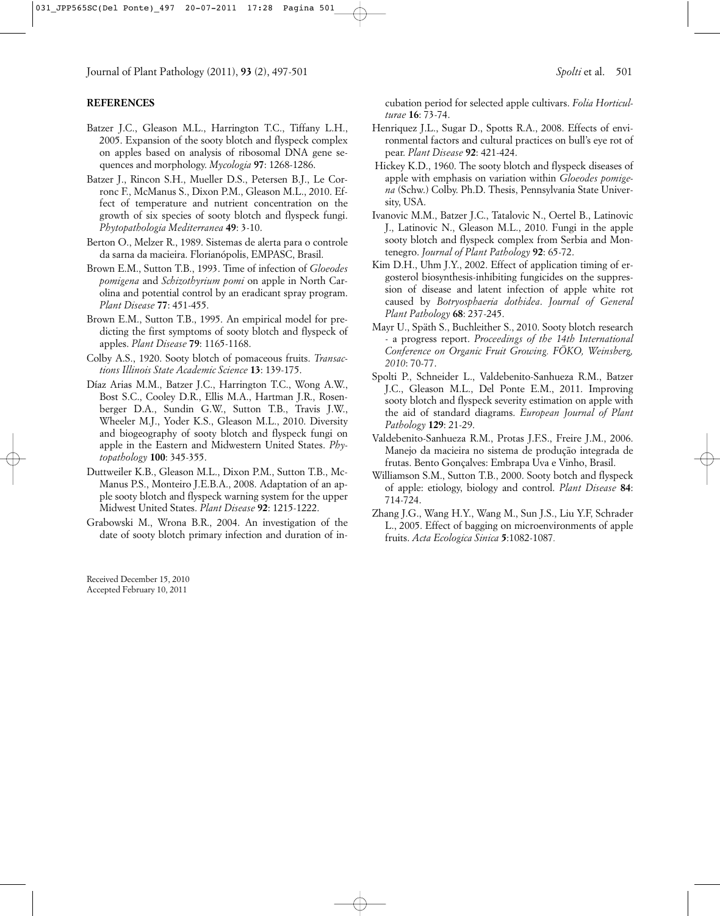## REFERENCES

Batzer J.C., Gleason M.L., Harrington T.C., Tiffany L.H., 2005. Expansion of the sooty blotch and flyspeck complex on apples based on analysis of ribosomal DNA gene sequences and morphology. *Mycologia* **97**: 1268-1286.

Batzer J., Rincon S.H., Mueller D.S., Petersen B.J., Le Corronc F., McManus S., Dixon P.M., Gleason M.L., 2010. Effect of temperature and nutrient concentration on the growth of six species of sooty blotch and flyspeck fungi. *Phytopathologia Mediterranea* **49**: 3-10.

Berton O., Melzer R., 1989. Sistemas de alerta para o controle da sarna da macieira. Florianópolis, EMPASC, Brasil.

Brown E.M., Sutton T.B., 1993. Time of infection of *Gloeodes pomigena* and *Schizothyrium pomi* on apple in North Carolina and potential control by an eradicant spray program. *Plant Disease* **77**: 451-455.

Brown E.M., Sutton T.B., 1995. An empirical model for predicting the first symptoms of sooty blotch and flyspeck of apples. *Plant Disease* **79**: 1165-1168.

Colby A.S., 1920. Sooty blotch of pomaceous fruits. *Transactions Illinois State Academic Science* **13**: 139-175.

Díaz Arias M.M., Batzer J.C., Harrington T.C., Wong A.W., Bost S.C., Cooley D.R., Ellis M.A., Hartman J.R., Rosenberger D.A., Sundin G.W., Sutton T.B., Travis J.W., Wheeler M.J., Yoder K.S., Gleason M.L., 2010. Diversity and biogeography of sooty blotch and flyspeck fungi on apple in the Eastern and Midwestern United States. *Phytopathology* **100**: 345-355.

Duttweiler K.B., Gleason M.L., Dixon P.M., Sutton T.B., McManus P.S., Monteiro J.E.B.A., 2008. Adaptation of an apple sooty blotch and flyspeck warning system for the upper Midwest United States. *Plant Disease* **92**: 1215-1222.

Grabowski M., Wrona B.R., 2004. An investigation of the date of sooty blotch primary infection and duration of incubation period for selected apple cultivars. *Folia Horticulturae* **16**: 73-74.

Henriquez J.L., Sugar D., Spotts R.A., 2008. Effects of environmental factors and cultural practices on bull's eye rot of pear. *Plant Disease* **92**: 421-424.

Hickey K.D., 1960. The sooty blotch and flyspeck diseases of apple with emphasis on variation within *Gloeodes pomigena* (Schw.) Colby. Ph.D. Thesis, Pennsylvania State University, USA.

Ivanovic M.M., Batzer J.C., Tatalovic N., Oertel B., Latinovic J., Latinovic N., Gleason M.L., 2010. Fungi in the apple sooty blotch and flyspeck complex from Serbia and Montenegro. *Journal of Plant Pathology* **92**: 65-72.

Kim D.H., Uhm J.Y., 2002. Effect of application timing of ergosterol biosynthesis-inhibiting fungicides on the suppression of disease and latent infection of apple white rot caused by *Botryosphaeria dothidea*. *Journal of General Plant Pathology* **68**: 237-245.

Mayr U., Späth S., Buchleither S., 2010. Sooty blotch research - a progress report. *Proceedings of the 14th International Conference on Organic Fruit Growing. FÖKO, Weinsberg, 2010*: 70-77.

Spolti P., Schneider L., Valdebenito-Sanhueza R.M., Batzer J.C., Gleason M.L., Del Ponte E.M., 2011. Improving sooty blotch and flyspeck severity estimation on apple with the aid of standard diagrams. *European Journal of Plant Pathology* **129**: 21-29.

Valdebenito-Sanhueza R.M., Protas J.F.S., Freire J.M., 2006. Manejo da macieira no sistema de produção integrada de frutas. Bento Gonçalves: Embrapa Uva e Vinho, Brasil.

Williamson S.M., Sutton T.B., 2000. Sooty botch and flyspeck of apple: etiology, biology and control. *Plant Disease* **84**: 714-724.

Zhang J.G., Wang H.Y., Wang M., Sun J.S., Liu Y.F, Schrader L., 2005. Effect of bagging on microenvironments of apple fruits. *Acta Ecologica Sinica* **5**:1082-1087.

Received December 15, 2010
Accepted February 10, 2011